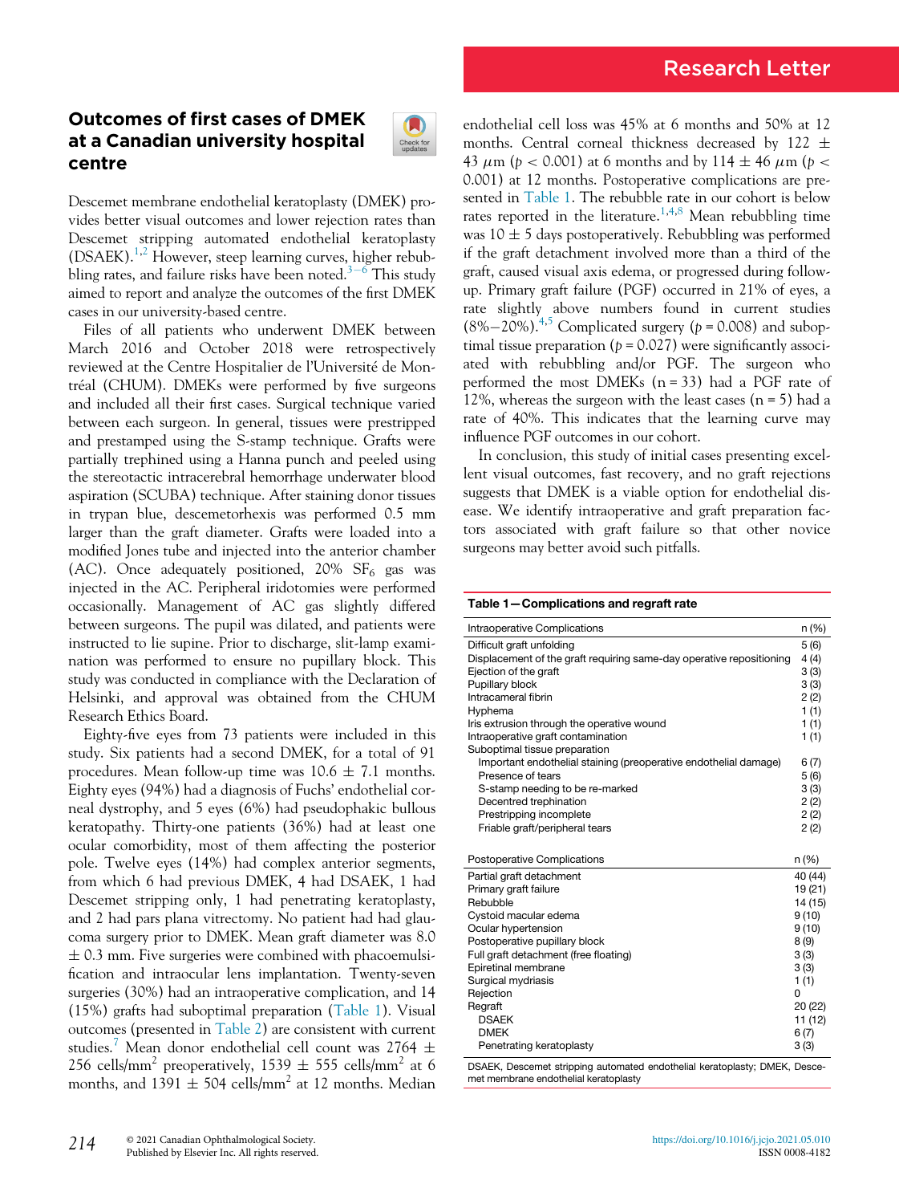Research Letter

# Outcomes of first cases of DMEK at a Canadian university hospital centre

Descemet membrane endothelial keratoplasty (DMEK) provides better visual outcomes and lower rejection rates than Descemet stripping automated endothelial keratoplasty (DSAEK).[1,2] However, steep learning curves, higher rebubbling rates, and failure risks have been noted.[3–6] This study aimed to report and analyze the outcomes of the first DMEK cases in our university-based centre.

Files of all patients who underwent DMEK between March 2016 and October 2018 were retrospectively reviewed at the Centre Hospitalier de l'Université de Montréal (CHUM). DMEKs were performed by five surgeons and included all their first cases. Surgical technique varied between each surgeon. In general, tissues were prestripped and prestamped using the S-stamp technique. Grafts were partially trephined using a Hanna punch and peeled using the stereotactic intracerebral hemorrhage underwater blood aspiration (SCUBA) technique. After staining donor tissues in trypan blue, descemetorhexis was performed 0.5 mm larger than the graft diameter. Grafts were loaded into a modified Jones tube and injected into the anterior chamber (AC). Once adequately positioned, 20% $SF_6$ gas was injected in the AC. Peripheral iridotomies were performed occasionally. Management of AC gas slightly differed between surgeons. The pupil was dilated, and patients were instructed to lie supine. Prior to discharge, slit-lamp examination was performed to ensure no pupillary block. This study was conducted in compliance with the Declaration of Helsinki, and approval was obtained from the CHUM Research Ethics Board.

Eighty-five eyes from 73 patients were included in this study. Six patients had a second DMEK, for a total of 91 procedures. Mean follow-up time was 10.6 ± 7.1 months. Eighty eyes (94%) had a diagnosis of Fuchs' endothelial corneal dystrophy, and 5 eyes (6%) had pseudophakic bullous keratopathy. Thirty-one patients (36%) had at least one ocular comorbidity, most of them affecting the posterior pole. Twelve eyes (14%) had complex anterior segments, from which 6 had previous DMEK, 4 had DSAEK, 1 had Descemet stripping only, 1 had penetrating keratoplasty, and 2 had pars plana vitrectomy. No patient had had glaucoma surgery prior to DMEK. Mean graft diameter was 8.0 ± 0.3 mm. Five surgeries were combined with phacoemulsification and intraocular lens implantation. Twenty-seven surgeries (30%) had an intraoperative complication, and 14 (15%) grafts had suboptimal preparation (Table 1). Visual outcomes (presented in Table 2) are consistent with current studies.[7] Mean donor endothelial cell count was 2764 ± 256 cells/mm$^2$ preoperatively, 1539 ± 555 cells/mm$^2$ at 6 months, and 1391 ± 504 cells/mm$^2$ at 12 months. Median endothelial cell loss was 45% at 6 months and 50% at 12 months. Central corneal thickness decreased by 122 ± 43 $\mu$m ($p < 0.001$) at 6 months and by 114 ± 46 $\mu$m ($p < 0.001$) at 12 months. Postoperative complications are presented in Table 1. The rebubble rate in our cohort is below rates reported in the literature.[1,4,8] Mean rebubbling time was 10 ± 5 days postoperatively. Rebubbling was performed if the graft detachment involved more than a third of the graft, caused visual axis edema, or progressed during follow-up. Primary graft failure (PGF) occurred in 21% of eyes, a rate slightly above numbers found in current studies (8%−20%).[4,5] Complicated surgery ($p = 0.008$) and suboptimal tissue preparation ($p = 0.027$) were significantly associated with rebubbling and/or PGF. The surgeon who performed the most DMEKs (n = 33) had a PGF rate of 12%, whereas the surgeon with the least cases (n = 5) had a rate of 40%. This indicates that the learning curve may influence PGF outcomes in our cohort.

In conclusion, this study of initial cases presenting excellent visual outcomes, fast recovery, and no graft rejections suggests that DMEK is a viable option for endothelial disease. We identify intraoperative and graft preparation factors associated with graft failure so that other novice surgeons may better avoid such pitfalls.

**Table 1—Complications and regraft rate**

| Intraoperative Complications | n (%) |
|---|---|
| Difficult graft unfolding | 5 (6) |
| Displacement of the graft requiring same-day operative repositioning | 4 (4) |
| Ejection of the graft | 3 (3) |
| Pupillary block | 3 (3) |
| Intracameral fibrin | 2 (2) |
| Hyphema | 1 (1) |
| Iris extrusion through the operative wound | 1 (1) |
| Intraoperative graft contamination | 1 (1) |
| Suboptimal tissue preparation | |
| Important endothelial staining (preoperative endothelial damage) | 6 (7) |
| Presence of tears | 5 (6) |
| S-stamp needing to be re-marked | 3 (3) |
| Decentred trephination | 2 (2) |
| Prestripping incomplete | 2 (2) |
| Friable graft/peripheral tears | 2 (2) |
| **Postoperative Complications** | **n (%)** |
| Partial graft detachment | 40 (44) |
| Primary graft failure | 19 (21) |
| Rebubble | 14 (15) |
| Cystoid macular edema | 9 (10) |
| Ocular hypertension | 9 (10) |
| Postoperative pupillary block | 8 (9) |
| Full graft detachment (free floating) | 3 (3) |
| Epiretinal membrane | 3 (3) |
| Surgical mydriasis | 1 (1) |
| Rejection | 0 |
| Regraft | 20 (22) |
| DSAEK | 11 (12) |
| DMEK | 6 (7) |
| Penetrating keratoplasty | 3 (3) |

DSAEK, Descemet stripping automated endothelial keratoplasty; DMEK, Descemet membrane endothelial keratoplasty

© 2021 Canadian Ophthalmological Society. Published by Elsevier Inc. All rights reserved.

https://doi.org/10.1016/j.jcjo.2021.05.010
ISSN 0008-4182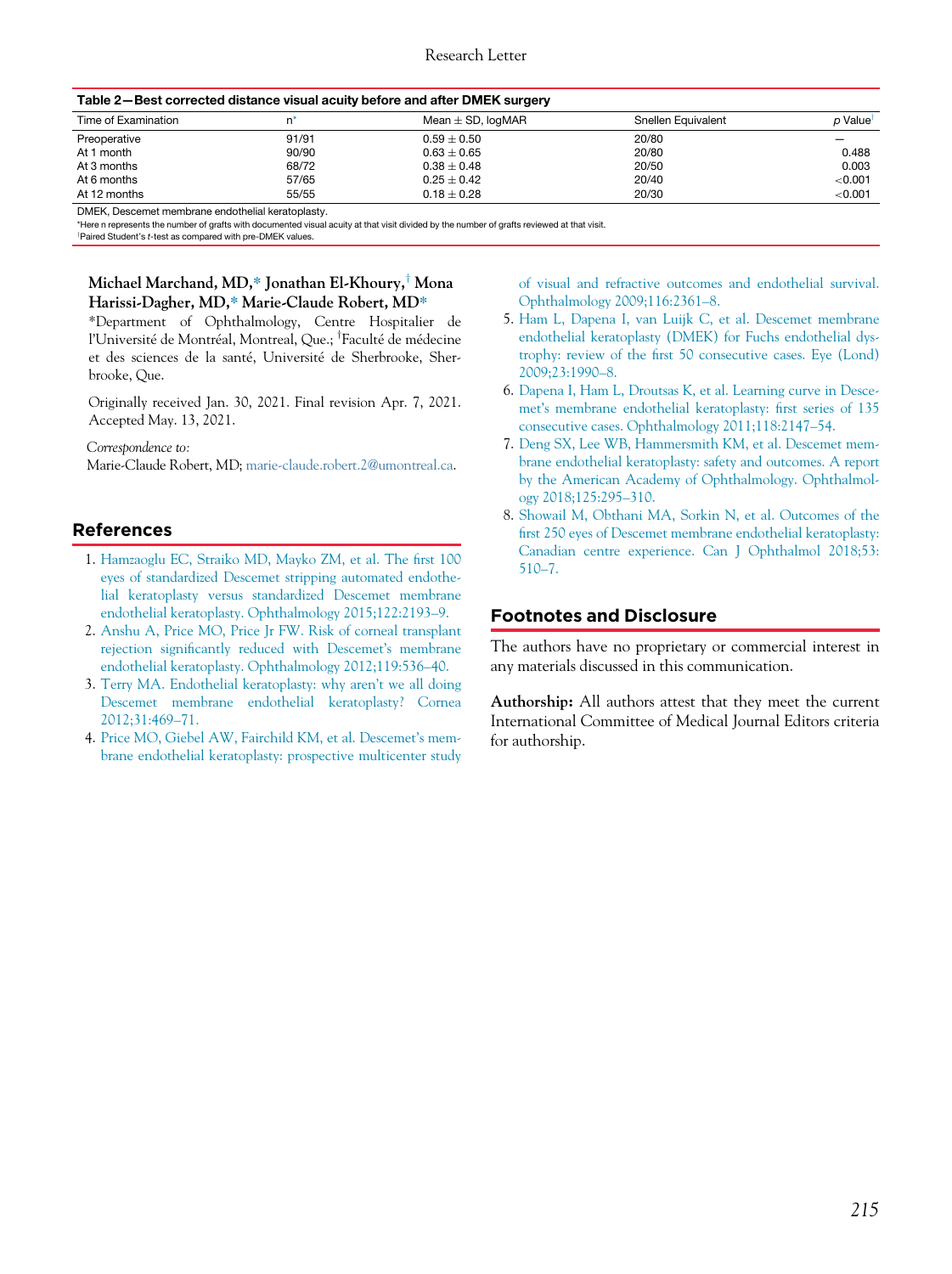**Table 2—Best corrected distance visual acuity before and after DMEK surgery**

| Time of Examination | n* | Mean ± SD, logMAR | Snellen Equivalent | p Value† |
|---|---|---|---|---|
| Preoperative | 91/91 | 0.59 ± 0.50 | 20/80 | — |
| At 1 month | 90/90 | 0.63 ± 0.65 | 20/80 | 0.488 |
| At 3 months | 68/72 | 0.38 ± 0.48 | 20/50 | 0.003 |
| At 6 months | 57/65 | 0.25 ± 0.42 | 20/40 | <0.001 |
| At 12 months | 55/55 | 0.18 ± 0.28 | 20/30 | <0.001 |

DMEK, Descemet membrane endothelial keratoplasty.
*Here n represents the number of grafts with documented visual acuity at that visit divided by the number of grafts reviewed at that visit.
†Paired Student's *t*-test as compared with pre-DMEK values.

**Michael Marchand, MD,* Jonathan El-Khoury,† Mona Harissi-Dagher, MD,* Marie-Claude Robert, MD***

*Department of Ophthalmology, Centre Hospitalier de l'Université de Montréal, Montreal, Que.; †Faculté de médecine et des sciences de la santé, Université de Sherbrooke, Sherbrooke, Que.

Originally received Jan. 30, 2021. Final revision Apr. 7, 2021. Accepted May. 13, 2021.

*Correspondence to:*
Marie-Claude Robert, MD; marie-claude.robert.2@umontreal.ca.

## References

1. Hamzaoglu EC, Straiko MD, Mayko ZM, et al. The first 100 eyes of standardized Descemet stripping automated endothelial keratoplasty versus standardized Descemet membrane endothelial keratoplasty. Ophthalmology 2015;122:2193–9.
2. Anshu A, Price MO, Price Jr FW. Risk of corneal transplant rejection significantly reduced with Descemet's membrane endothelial keratoplasty. Ophthalmology 2012;119:536–40.
3. Terry MA. Endothelial keratoplasty: why aren't we all doing Descemet membrane endothelial keratoplasty? Cornea 2012;31:469–71.
4. Price MO, Giebel AW, Fairchild KM, et al. Descemet's membrane endothelial keratoplasty: prospective multicenter study of visual and refractive outcomes and endothelial survival. Ophthalmology 2009;116:2361–8.
5. Ham L, Dapena I, van Luijk C, et al. Descemet membrane endothelial keratoplasty (DMEK) for Fuchs endothelial dystrophy: review of the first 50 consecutive cases. Eye (Lond) 2009;23:1990–8.
6. Dapena I, Ham L, Droutsas K, et al. Learning curve in Descemet's membrane endothelial keratoplasty: first series of 135 consecutive cases. Ophthalmology 2011;118:2147–54.
7. Deng SX, Lee WB, Hammersmith KM, et al. Descemet membrane endothelial keratoplasty: safety and outcomes. A report by the American Academy of Ophthalmology. Ophthalmology 2018;125:295–310.
8. Showail M, Obthani MA, Sorkin N, et al. Outcomes of the first 250 eyes of Descemet membrane endothelial keratoplasty: Canadian centre experience. Can J Ophthalmol 2018;53:510–7.

## Footnotes and Disclosure

The authors have no proprietary or commercial interest in any materials discussed in this communication.

**Authorship:** All authors attest that they meet the current International Committee of Medical Journal Editors criteria for authorship.